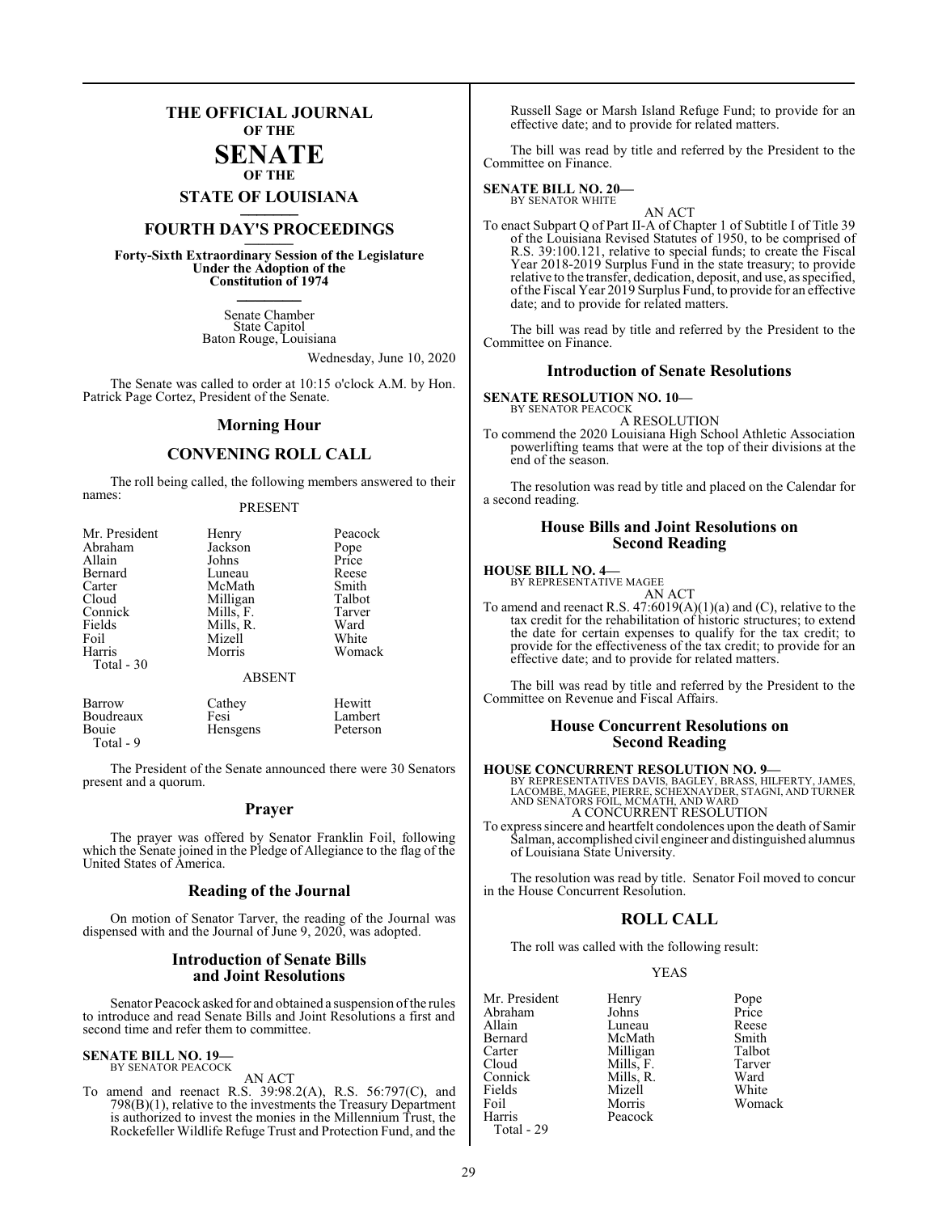# THE OFFICIAL JOURNAL OF THE SENATE OF THE STATE OF LOUISIANA

## FOURTH DAY'S PROCEEDINGS

**Forty-Sixth Extraordinary Session of the Legislature Under the Adoption of the Constitution of 1974**

Senate Chamber
State Capitol
Baton Rouge, Louisiana

Wednesday, June 10, 2020

The Senate was called to order at 10:15 o'clock A.M. by Hon. Patrick Page Cortez, President of the Senate.

## Morning Hour

## CONVENING ROLL CALL

The roll being called, the following members answered to their names:

PRESENT

| | | |
|---|---|---|
| Mr. President | Henry | Peacock |
| Abraham | Jackson | Pope |
| Allain | Johns | Price |
| Bernard | Luneau | Reese |
| Carter | McMath | Smith |
| Cloud | Milligan | Talbot |
| Connick | Mills, F. | Tarver |
| Fields | Mills, R. | Ward |
| Foil | Mizell | White |
| Harris | Morris | Womack |

Total - 30

ABSENT

| | | |
|---|---|---|
| Barrow | Cathey | Hewitt |
| Boudreaux | Fesi | Lambert |
| Bouie | Hensgens | Peterson |

Total - 9

The President of the Senate announced there were 30 Senators present and a quorum.

## Prayer

The prayer was offered by Senator Franklin Foil, following which the Senate joined in the Pledge of Allegiance to the flag of the United States of America.

## Reading of the Journal

On motion of Senator Tarver, the reading of the Journal was dispensed with and the Journal of June 9, 2020, was adopted.

## Introduction of Senate Bills and Joint Resolutions

Senator Peacock asked for and obtained a suspension of the rules to introduce and read Senate Bills and Joint Resolutions a first and second time and refer them to committee.

**SENATE BILL NO. 19—**
BY SENATOR PEACOCK

AN ACT

To amend and reenact R.S. 39:98.2(A), R.S. 56:797(C), and 798(B)(1), relative to the investments the Treasury Department is authorized to invest the monies in the Millennium Trust, the Rockefeller Wildlife Refuge Trust and Protection Fund, and the Russell Sage or Marsh Island Refuge Fund; to provide for an effective date; and to provide for related matters.

The bill was read by title and referred by the President to the Committee on Finance.

**SENATE BILL NO. 20—**
BY SENATOR WHITE

AN ACT

To enact Subpart Q of Part II-A of Chapter 1 of Subtitle I of Title 39 of the Louisiana Revised Statutes of 1950, to be comprised of R.S. 39:100.121, relative to special funds; to create the Fiscal Year 2018-2019 Surplus Fund in the state treasury; to provide relative to the transfer, dedication, deposit, and use, as specified, of the Fiscal Year 2019 Surplus Fund, to provide for an effective date; and to provide for related matters.

The bill was read by title and referred by the President to the Committee on Finance.

## Introduction of Senate Resolutions

**SENATE RESOLUTION NO. 10—**
BY SENATOR PEACOCK

A RESOLUTION

To commend the 2020 Louisiana High School Athletic Association powerlifting teams that were at the top of their divisions at the end of the season.

The resolution was read by title and placed on the Calendar for a second reading.

## House Bills and Joint Resolutions on Second Reading

**HOUSE BILL NO. 4—**
BY REPRESENTATIVE MAGEE

AN ACT

To amend and reenact R.S. 47:6019(A)(1)(a) and (C), relative to the tax credit for the rehabilitation of historic structures; to extend the date for certain expenses to qualify for the tax credit; to provide for the effectiveness of the tax credit; to provide for an effective date; and to provide for related matters.

The bill was read by title and referred by the President to the Committee on Revenue and Fiscal Affairs.

## House Concurrent Resolutions on Second Reading

**HOUSE CONCURRENT RESOLUTION NO. 9—**
BY REPRESENTATIVES DAVIS, BAGLEY, BRASS, HILFERTY, JAMES, LACOMBE, MAGEE, PIERRE, SCHEXNAYDER, STAGNI, AND TURNER AND SENATORS FOIL, MCMATH, AND WARD

A CONCURRENT RESOLUTION

To express sincere and heartfelt condolences upon the death of Samir Salman, accomplished civil engineer and distinguished alumnus of Louisiana State University.

The resolution was read by title. Senator Foil moved to concur in the House Concurrent Resolution.

## ROLL CALL

The roll was called with the following result:

YEAS

| | | |
|---|---|---|
| Mr. President | Henry | Pope |
| Abraham | Johns | Price |
| Allain | Luneau | Reese |
| Bernard | McMath | Smith |
| Carter | Milligan | Talbot |
| Cloud | Mills, F. | Tarver |
| Connick | Mills, R. | Ward |
| Fields | Mizell | White |
| Foil | Morris | Womack |
| Harris | Peacock | |

Total - 29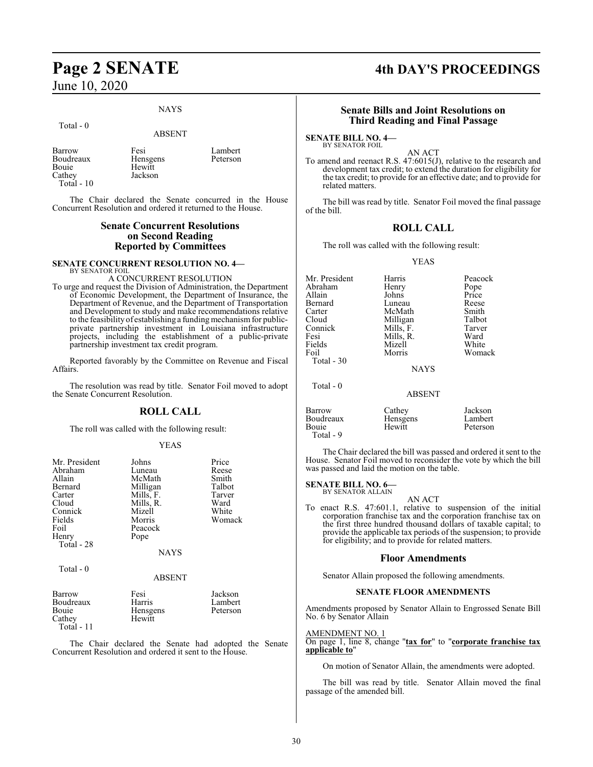NAYS

Total - 0

ABSENT

| | | |
|---|---|---|
| Barrow | Fesi | Lambert |
| Boudreaux | Hensgens | Peterson |
| Bouie | Hewitt | |
| Cathey | Jackson | |

Total - 10

The Chair declared the Senate concurred in the House Concurrent Resolution and ordered it returned to the House.

## Senate Concurrent Resolutions on Second Reading Reported by Committees

**SENATE CONCURRENT RESOLUTION NO. 4—**
BY SENATOR FOIL

A CONCURRENT RESOLUTION

To urge and request the Division of Administration, the Department of Economic Development, the Department of Insurance, the Department of Revenue, and the Department of Transportation and Development to study and make recommendations relative to the feasibility of establishing a funding mechanism for public-private partnership investment in Louisiana infrastructure projects, including the establishment of a public-private partnership investment tax credit program.

Reported favorably by the Committee on Revenue and Fiscal Affairs.

The resolution was read by title. Senator Foil moved to adopt the Senate Concurrent Resolution.

## ROLL CALL

The roll was called with the following result:

YEAS

| | | |
|---|---|---|
| Mr. President | Johns | Price |
| Abraham | Luneau | Reese |
| Allain | McMath | Smith |
| Bernard | Milligan | Talbot |
| Carter | Mills, F. | Tarver |
| Cloud | Mills, R. | Ward |
| Connick | Mizell | White |
| Fields | Morris | Womack |
| Foil | Peacock | |
| Henry | Pope | |

Total - 28

NAYS

Total - 0

ABSENT

| | | |
|---|---|---|
| Barrow | Fesi | Jackson |
| Boudreaux | Harris | Lambert |
| Bouie | Hensgens | Peterson |
| Cathey | Hewitt | |

Total - 11

The Chair declared the Senate had adopted the Senate Concurrent Resolution and ordered it sent to the House.

## Senate Bills and Joint Resolutions on Third Reading and Final Passage

**SENATE BILL NO. 4—**
BY SENATOR FOIL

AN ACT

To amend and reenact R.S. 47:6015(J), relative to the research and development tax credit; to extend the duration for eligibility for the tax credit; to provide for an effective date; and to provide for related matters.

The bill was read by title. Senator Foil moved the final passage of the bill.

## ROLL CALL

The roll was called with the following result:

YEAS

| | | |
|---|---|---|
| Mr. President | Harris | Peacock |
| Abraham | Henry | Pope |
| Allain | Johns | Price |
| Bernard | Luneau | Reese |
| Carter | McMath | Smith |
| Cloud | Milligan | Talbot |
| Connick | Mills, F. | Tarver |
| Fesi | Mills, R. | Ward |
| Fields | Mizell | White |
| Foil | Morris | Womack |

Total - 30

NAYS

Total - 0

ABSENT

| | | |
|---|---|---|
| Barrow | Cathey | Jackson |
| Boudreaux | Hensgens | Lambert |
| Bouie | Hewitt | Peterson |

Total - 9

The Chair declared the bill was passed and ordered it sent to the House. Senator Foil moved to reconsider the vote by which the bill was passed and laid the motion on the table.

**SENATE BILL NO. 6—**
BY SENATOR ALLAIN

AN ACT

To enact R.S. 47:601.1, relative to suspension of the initial corporation franchise tax and the corporation franchise tax on the first three hundred thousand dollars of taxable capital; to provide the applicable tax periods of the suspension; to provide for eligibility; and to provide for related matters.

### Floor Amendments

Senator Allain proposed the following amendments.

**SENATE FLOOR AMENDMENTS**

Amendments proposed by Senator Allain to Engrossed Senate Bill No. 6 by Senator Allain

AMENDMENT NO. 1

On page 1, line 8, change "**tax for**" to "**corporate franchise tax applicable to**"

On motion of Senator Allain, the amendments were adopted.

The bill was read by title. Senator Allain moved the final passage of the amended bill.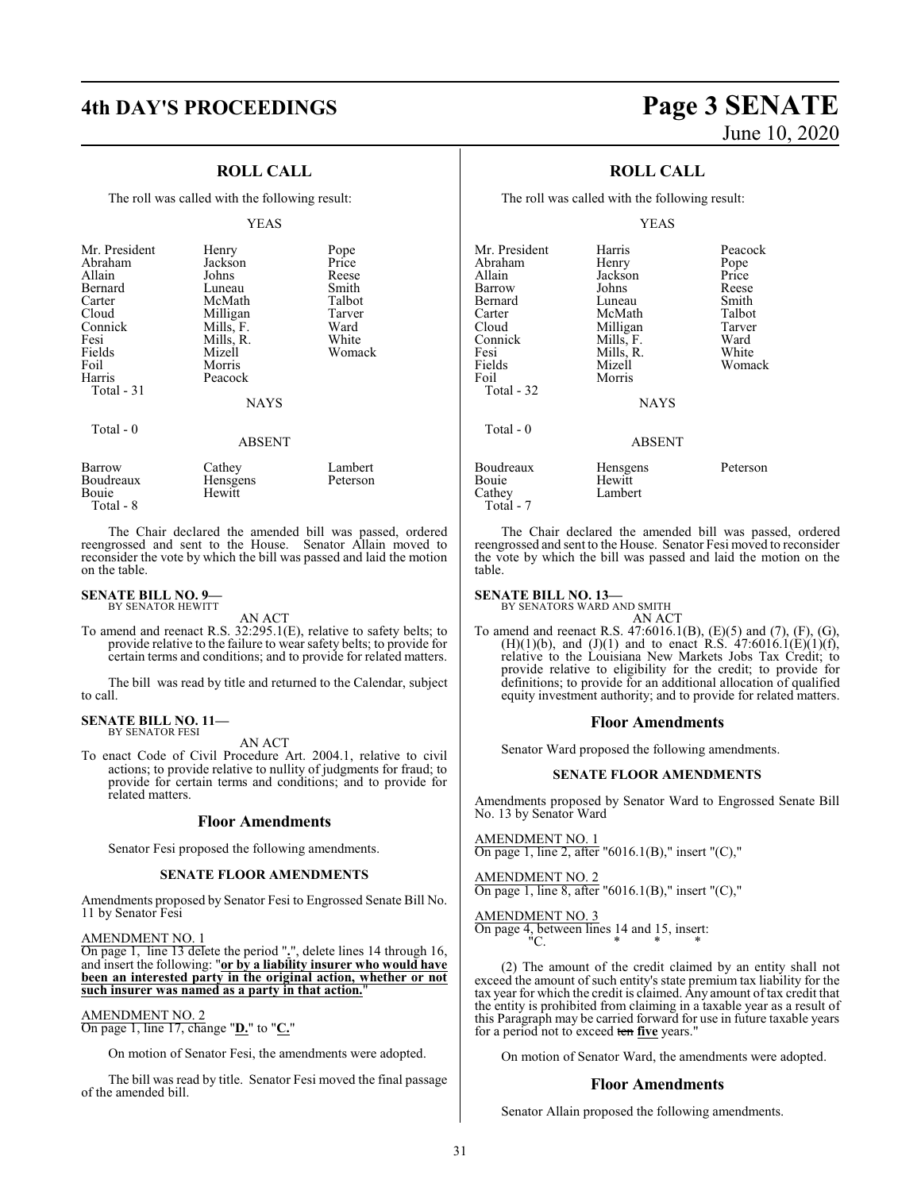## ROLL CALL

The roll was called with the following result:

YEAS

| | | |
|---|---|---|
| Mr. President | Henry | Pope |
| Abraham | Jackson | Price |
| Allain | Johns | Reese |
| Bernard | Luneau | Smith |
| Carter | McMath | Talbot |
| Cloud | Milligan | Tarver |
| Connick | Mills, F. | Ward |
| Fesi | Mills, R. | White |
| Fields | Mizell | Womack |
| Foil | Morris | |
| Harris | Peacock | |

Total - 31

NAYS

Total - 0

ABSENT

| | | |
|---|---|---|
| Barrow | Cathey | Lambert |
| Boudreaux | Hensgens | Peterson |
| Bouie | Hewitt | |

Total - 8

The Chair declared the amended bill was passed, ordered reengrossed and sent to the House. Senator Allain moved to reconsider the vote by which the bill was passed and laid the motion on the table.

**SENATE BILL NO. 9—**
BY SENATOR HEWITT

AN ACT

To amend and reenact R.S. 32:295.1(E), relative to safety belts; to provide relative to the failure to wear safety belts; to provide for certain terms and conditions; and to provide for related matters.

The bill was read by title and returned to the Calendar, subject to call.

**SENATE BILL NO. 11—**
BY SENATOR FESI

AN ACT

To enact Code of Civil Procedure Art. 2004.1, relative to civil actions; to provide relative to nullity of judgments for fraud; to provide for certain terms and conditions; and to provide for related matters.

### Floor Amendments

Senator Fesi proposed the following amendments.

#### SENATE FLOOR AMENDMENTS

Amendments proposed by Senator Fesi to Engrossed Senate Bill No. 11 by Senator Fesi

AMENDMENT NO. 1
On page 1, line 13 delete the period "**.**", delete lines 14 through 16, and insert the following: "**or by a liability insurer who would have been an interested party in the original action, whether or not such insurer was named as a party in that action.**"

AMENDMENT NO. 2
On page 1, line 17, change "**D.**" to "**C.**"

On motion of Senator Fesi, the amendments were adopted.

The bill was read by title. Senator Fesi moved the final passage of the amended bill.

## ROLL CALL

The roll was called with the following result:

YEAS

| | | |
|---|---|---|
| Mr. President | Harris | Peacock |
| Abraham | Henry | Pope |
| Allain | Jackson | Price |
| Barrow | Johns | Reese |
| Bernard | Luneau | Smith |
| Carter | McMath | Talbot |
| Cloud | Milligan | Tarver |
| Connick | Mills, F. | Ward |
| Fesi | Mills, R. | White |
| Fields | Mizell | Womack |
| Foil | Morris | |

Total - 32

NAYS

Total - 0

ABSENT

| | | |
|---|---|---|
| Boudreaux | Hensgens | Peterson |
| Bouie | Hewitt | |
| Cathey | Lambert | |

Total - 7

The Chair declared the amended bill was passed, ordered reengrossed and sent to the House. Senator Fesi moved to reconsider the vote by which the bill was passed and laid the motion on the table.

**SENATE BILL NO. 13—**
BY SENATORS WARD AND SMITH

AN ACT

To amend and reenact R.S. 47:6016.1(B), (E)(5) and (7), (F), (G), (H)(1)(b), and (J)(1) and to enact R.S. 47:6016.1(E)(1)(f), relative to the Louisiana New Markets Jobs Tax Credit; to provide relative to eligibility for the credit; to provide for definitions; to provide for an additional allocation of qualified equity investment authority; and to provide for related matters.

### Floor Amendments

Senator Ward proposed the following amendments.

#### SENATE FLOOR AMENDMENTS

Amendments proposed by Senator Ward to Engrossed Senate Bill No. 13 by Senator Ward

AMENDMENT NO. 1
On page 1, line 2, after "6016.1(B)," insert "(C),"

AMENDMENT NO. 2
On page 1, line 8, after "6016.1(B)," insert "(C),"

AMENDMENT NO. 3
On page 4, between lines 14 and 15, insert:
"C. * * *

(2) The amount of the credit claimed by an entity shall not exceed the amount of such entity's state premium tax liability for the tax year for which the credit is claimed. Any amount of tax credit that the entity is prohibited from claiming in a taxable year as a result of this Paragraph may be carried forward for use in future taxable years for a period not to exceed ~~ten~~ **five** years."

On motion of Senator Ward, the amendments were adopted.

### Floor Amendments

Senator Allain proposed the following amendments.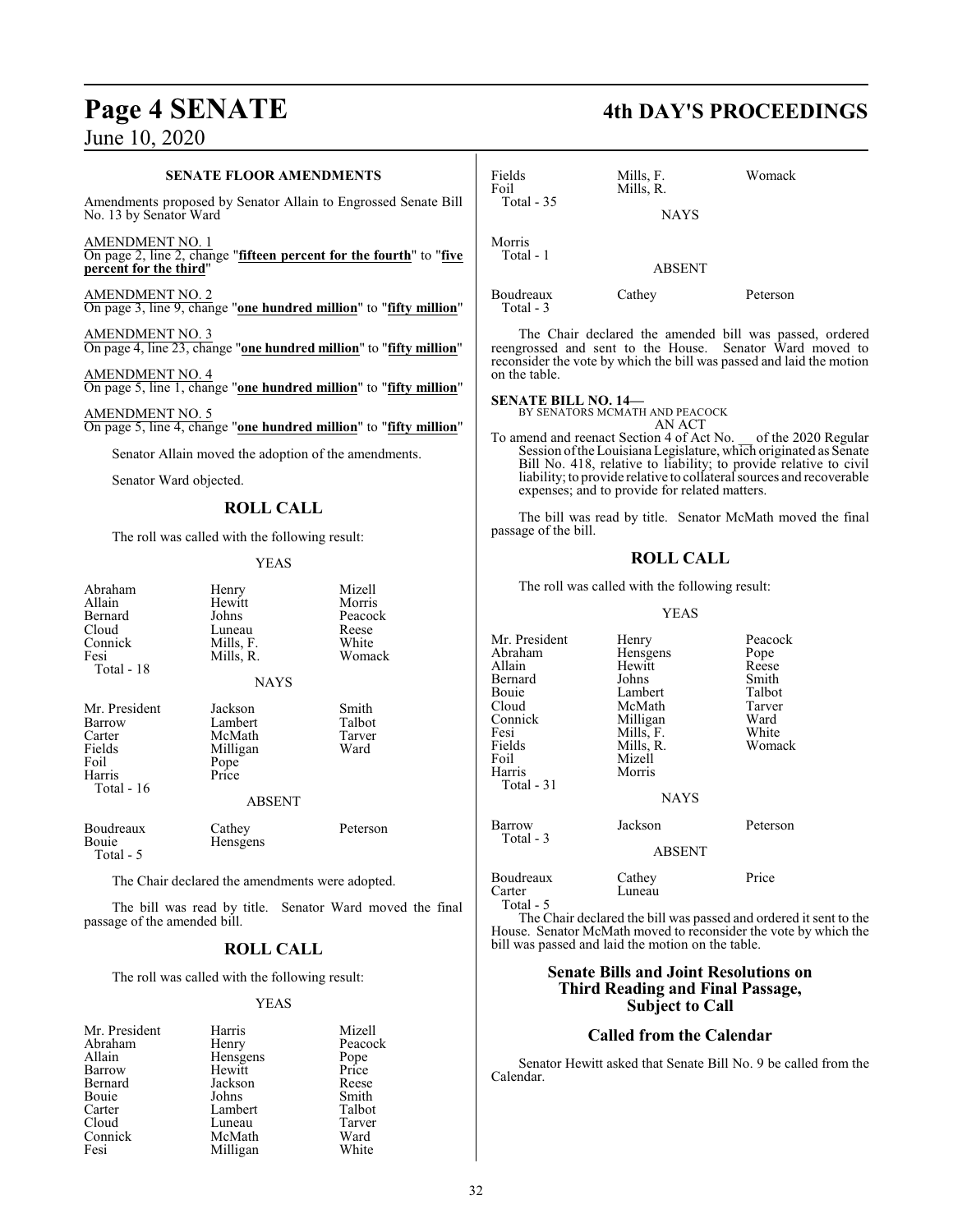### SENATE FLOOR AMENDMENTS

Amendments proposed by Senator Allain to Engrossed Senate Bill No. 13 by Senator Ward

AMENDMENT NO. 1
On page 2, line 2, change "**fifteen percent for the fourth**" to "**five percent for the third**"

AMENDMENT NO. 2
On page 3, line 9, change "**one hundred million**" to "**fifty million**"

AMENDMENT NO. 3
On page 4, line 23, change "**one hundred million**" to "**fifty million**"

AMENDMENT NO. 4
On page 5, line 1, change "**one hundred million**" to "**fifty million**"

AMENDMENT NO. 5
On page 5, line 4, change "**one hundred million**" to "**fifty million**"

Senator Allain moved the adoption of the amendments.

Senator Ward objected.

## ROLL CALL

The roll was called with the following result:

YEAS

| | | |
|---|---|---|
| Abraham | Henry | Mizell |
| Allain | Hewitt | Morris |
| Bernard | Johns | Peacock |
| Cloud | Luneau | Reese |
| Connick | Mills, F. | White |
| Fesi | Mills, R. | Womack |
| Total - 18 | | |

NAYS

| | | |
|---|---|---|
| Mr. President | Jackson | Smith |
| Barrow | Lambert | Talbot |
| Carter | McMath | Tarver |
| Fields | Milligan | Ward |
| Foil | Pope | |
| Harris | Price | |
| Total - 16 | | |

ABSENT

| | | |
|---|---|---|
| Boudreaux | Cathey | Peterson |
| Bouie | Hensgens | |
| Total - 5 | | |

The Chair declared the amendments were adopted.

The bill was read by title. Senator Ward moved the final passage of the amended bill.

## ROLL CALL

The roll was called with the following result:

YEAS

| | | |
|---|---|---|
| Mr. President | Harris | Mizell |
| Abraham | Henry | Peacock |
| Allain | Hensgens | Pope |
| Barrow | Hewitt | Price |
| Bernard | Jackson | Reese |
| Bouie | Johns | Smith |
| Carter | Lambert | Talbot |
| Cloud | Luneau | Tarver |
| Connick | McMath | Ward |
| Fesi | Milligan | White |
| Fields | Mills, F. | Womack |
| Foil | Mills, R. | |
| Total - 35 | | |

NAYS

| | | |
|---|---|---|
| Morris | | |
| Total - 1 | | |

ABSENT

| | | |
|---|---|---|
| Boudreaux | Cathey | Peterson |
| Total - 3 | | |

The Chair declared the amended bill was passed, ordered reengrossed and sent to the House. Senator Ward moved to reconsider the vote by which the bill was passed and laid the motion on the table.

**SENATE BILL NO. 14—**
BY SENATORS MCMATH AND PEACOCK
AN ACT

To amend and reenact Section 4 of Act No. \_\_ of the 2020 Regular Session of the Louisiana Legislature, which originated as Senate Bill No. 418, relative to liability; to provide relative to civil liability; to provide relative to collateral sources and recoverable expenses; and to provide for related matters.

The bill was read by title. Senator McMath moved the final passage of the bill.

## ROLL CALL

The roll was called with the following result:

YEAS

| | | |
|---|---|---|
| Mr. President | Henry | Peacock |
| Abraham | Hensgens | Pope |
| Allain | Hewitt | Reese |
| Bernard | Johns | Smith |
| Bouie | Lambert | Talbot |
| Cloud | McMath | Tarver |
| Connick | Milligan | Ward |
| Fesi | Mills, F. | White |
| Fields | Mills, R. | Womack |
| Foil | Mizell | |
| Harris | Morris | |
| Total - 31 | | |

NAYS

| | | |
|---|---|---|
| Barrow | Jackson | Peterson |
| Total - 3 | | |

ABSENT

| | | |
|---|---|---|
| Boudreaux | Cathey | Price |
| Carter | Luneau | |
| Total - 5 | | |

The Chair declared the bill was passed and ordered it sent to the House. Senator McMath moved to reconsider the vote by which the bill was passed and laid the motion on the table.

## Senate Bills and Joint Resolutions on Third Reading and Final Passage, Subject to Call

## Called from the Calendar

Senator Hewitt asked that Senate Bill No. 9 be called from the Calendar.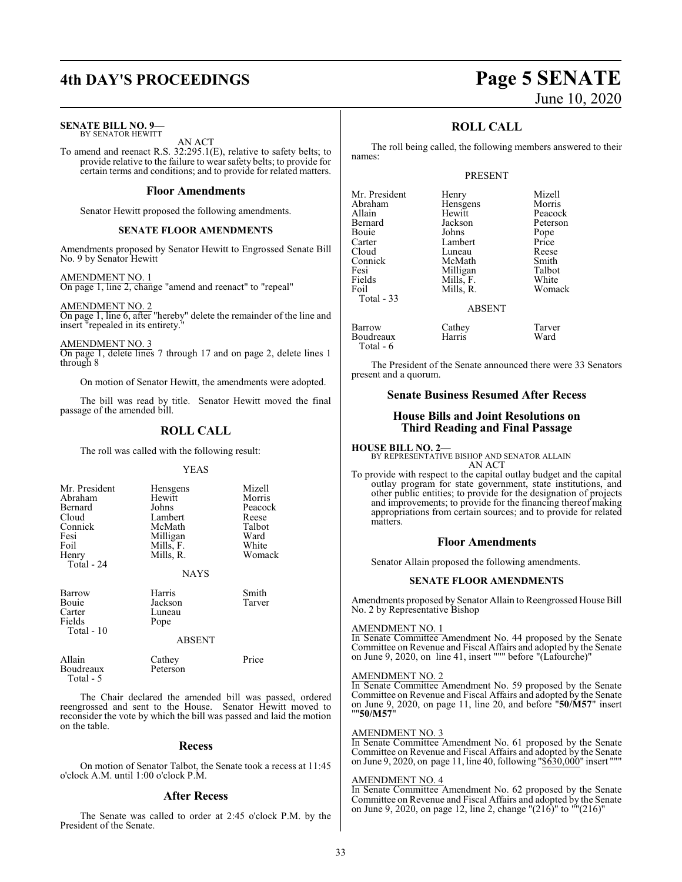**SENATE BILL NO. 9—**
BY SENATOR HEWITT

AN ACT

To amend and reenact R.S. 32:295.1(E), relative to safety belts; to provide relative to the failure to wear safety belts; to provide for certain terms and conditions; and to provide for related matters.

## Floor Amendments

Senator Hewitt proposed the following amendments.

### SENATE FLOOR AMENDMENTS

Amendments proposed by Senator Hewitt to Engrossed Senate Bill No. 9 by Senator Hewitt

AMENDMENT NO. 1
On page 1, line 2, change "amend and reenact" to "repeal"

AMENDMENT NO. 2
On page 1, line 6, after "hereby" delete the remainder of the line and insert "repealed in its entirety."

AMENDMENT NO. 3
On page 1, delete lines 7 through 17 and on page 2, delete lines 1 through 8

On motion of Senator Hewitt, the amendments were adopted.

The bill was read by title. Senator Hewitt moved the final passage of the amended bill.

## ROLL CALL

The roll was called with the following result:

YEAS

| | | |
|---|---|---|
| Mr. President | Hensgens | Mizell |
| Abraham | Hewitt | Morris |
| Bernard | Johns | Peacock |
| Cloud | Lambert | Reese |
| Connick | McMath | Talbot |
| Fesi | Milligan | Ward |
| Foil | Mills, F. | White |
| Henry | Mills, R. | Womack |
| Total - 24 | | |

NAYS

| | | |
|---|---|---|
| Barrow | Harris | Smith |
| Bouie | Jackson | Tarver |
| Carter | Luneau | |
| Fields | Pope | |
| Total - 10 | | |

ABSENT

| | | |
|---|---|---|
| Allain | Cathey | Price |
| Boudreaux | Peterson | |
| Total - 5 | | |

The Chair declared the amended bill was passed, ordered reengrossed and sent to the House. Senator Hewitt moved to reconsider the vote by which the bill was passed and laid the motion on the table.

## Recess

On motion of Senator Talbot, the Senate took a recess at 11:45 o'clock A.M. until 1:00 o'clock P.M.

## After Recess

The Senate was called to order at 2:45 o'clock P.M. by the President of the Senate.

## ROLL CALL

The roll being called, the following members answered to their names:

PRESENT

| | | |
|---|---|---|
| Mr. President | Henry | Mizell |
| Abraham | Hensgens | Morris |
| Allain | Hewitt | Peacock |
| Bernard | Jackson | Peterson |
| Bouie | Johns | Pope |
| Carter | Lambert | Price |
| Cloud | Luneau | Reese |
| Connick | McMath | Smith |
| Fesi | Milligan | Talbot |
| Fields | Mills, F. | White |
| Foil | Mills, R. | Womack |
| Total - 33 | | |

ABSENT

| | | |
|---|---|---|
| Barrow | Cathey | Tarver |
| Boudreaux | Harris | Ward |
| Total - 6 | | |

The President of the Senate announced there were 33 Senators present and a quorum.

## Senate Business Resumed After Recess

## House Bills and Joint Resolutions on Third Reading and Final Passage

**HOUSE BILL NO. 2—**
BY REPRESENTATIVE BISHOP AND SENATOR ALLAIN

AN ACT

To provide with respect to the capital outlay budget and the capital outlay program for state government, state institutions, and other public entities; to provide for the designation of projects and improvements; to provide for the financing thereof making appropriations from certain sources; and to provide for related matters.

## Floor Amendments

Senator Allain proposed the following amendments.

### SENATE FLOOR AMENDMENTS

Amendments proposed by Senator Allain to Reengrossed House Bill No. 2 by Representative Bishop

AMENDMENT NO. 1
In Senate Committee Amendment No. 44 proposed by the Senate Committee on Revenue and Fiscal Affairs and adopted by the Senate on June 9, 2020, on line 41, insert """ before "(Lafourche)"

AMENDMENT NO. 2
In Senate Committee Amendment No. 59 proposed by the Senate Committee on Revenue and Fiscal Affairs and adopted by the Senate on June 9, 2020, on page 11, line 20, and before "**50/M57**" insert ""**50/M57**"

AMENDMENT NO. 3
In Senate Committee Amendment No. 61 proposed by the Senate Committee on Revenue and Fiscal Affairs and adopted by the Senate on June 9, 2020, on page 11, line 40, following "$630,000" insert """

AMENDMENT NO. 4
In Senate Committee Amendment No. 62 proposed by the Senate Committee on Revenue and Fiscal Affairs and adopted by the Senate on June 9, 2020, on page 12, line 2, change "(216)" to ""(216)"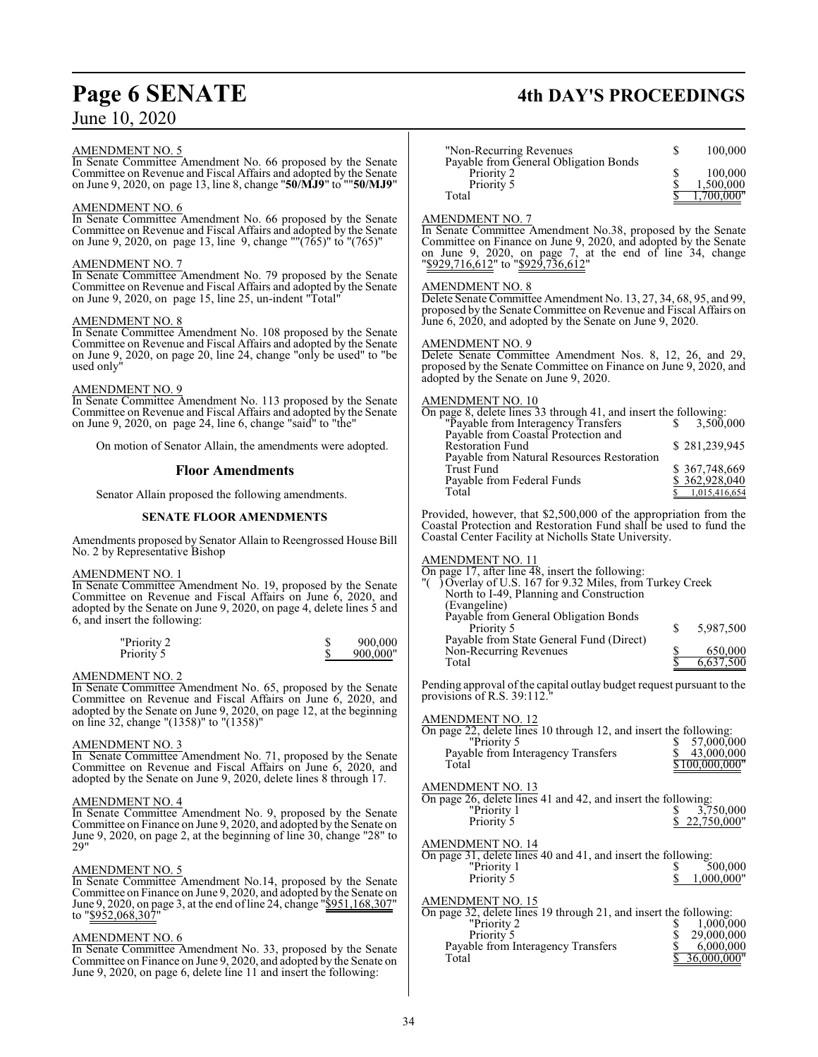AMENDMENT NO. 5

In Senate Committee Amendment No. 66 proposed by the Senate Committee on Revenue and Fiscal Affairs and adopted by the Senate on June 9, 2020, on page 13, line 8, change "**50/MJ9**" to ""**50/MJ9**"

AMENDMENT NO. 6

In Senate Committee Amendment No. 66 proposed by the Senate Committee on Revenue and Fiscal Affairs and adopted by the Senate on June 9, 2020, on page 13, line 9, change ""(765)" to "(765)"

AMENDMENT NO. 7

In Senate Committee Amendment No. 79 proposed by the Senate Committee on Revenue and Fiscal Affairs and adopted by the Senate on June 9, 2020, on page 15, line 25, un-indent "Total"

AMENDMENT NO. 8

In Senate Committee Amendment No. 108 proposed by the Senate Committee on Revenue and Fiscal Affairs and adopted by the Senate on June 9, 2020, on page 20, line 24, change "only be used" to "be used only"

AMENDMENT NO. 9

In Senate Committee Amendment No. 113 proposed by the Senate Committee on Revenue and Fiscal Affairs and adopted by the Senate on June 9, 2020, on page 24, line 6, change "said" to "the"

On motion of Senator Allain, the amendments were adopted.

## Floor Amendments

Senator Allain proposed the following amendments.

**SENATE FLOOR AMENDMENTS**

Amendments proposed by Senator Allain to Reengrossed House Bill No. 2 by Representative Bishop

AMENDMENT NO. 1

In Senate Committee Amendment No. 19, proposed by the Senate Committee on Revenue and Fiscal Affairs on June 6, 2020, and adopted by the Senate on June 9, 2020, on page 4, delete lines 5 and 6, and insert the following:

| | |
|---|---|
| "Priority 2 | $ 900,000 |
| Priority 5 | $ 900,000" |

AMENDMENT NO. 2

In Senate Committee Amendment No. 65, proposed by the Senate Committee on Revenue and Fiscal Affairs on June 6, 2020, and adopted by the Senate on June 9, 2020, on page 12, at the beginning on line 32, change "(1358)" to "(1358)"

AMENDMENT NO. 3

In Senate Committee Amendment No. 71, proposed by the Senate Committee on Revenue and Fiscal Affairs on June 6, 2020, and adopted by the Senate on June 9, 2020, delete lines 8 through 17.

AMENDMENT NO. 4

In Senate Committee Amendment No. 9, proposed by the Senate Committee on Finance on June 9, 2020, and adopted by the Senate on June 9, 2020, on page 2, at the beginning of line 30, change "28" to 29"

AMENDMENT NO. 5

In Senate Committee Amendment No.14, proposed by the Senate Committee on Finance on June 9, 2020, and adopted by the Senate on June 9, 2020, on page 3, at the end of line 24, change "$951,168,307" to "$952,068,307"

AMENDMENT NO. 6

In Senate Committee Amendment No. 33, proposed by the Senate Committee on Finance on June 9, 2020, and adopted by the Senate on June 9, 2020, on page 6, delete line 11 and insert the following:

| | |
|---|---|
| "Non-Recurring Revenues | $ 100,000 |
| Payable from General Obligation Bonds | |
| Priority 2 | $ 100,000 |
| Priority 5 | $ 1,500,000 |
| Total | $ 1,700,000" |

AMENDMENT NO. 7

In Senate Committee Amendment No.38, proposed by the Senate Committee on Finance on June 9, 2020, and adopted by the Senate on June 9, 2020, on page 7, at the end of line 34, change "$929,716,612" to "$929,736,612"

AMENDMENT NO. 8

Delete Senate Committee Amendment No. 13, 27, 34, 68, 95, and 99, proposed by the Senate Committee on Revenue and Fiscal Affairs on June 6, 2020, and adopted by the Senate on June 9, 2020.

AMENDMENT NO. 9

Delete Senate Committee Amendment Nos. 8, 12, 26, and 29, proposed by the Senate Committee on Finance on June 9, 2020, and adopted by the Senate on June 9, 2020.

AMENDMENT NO. 10

On page 8, delete lines 33 through 41, and insert the following:

| | |
|---|---|
| "Payable from Interagency Transfers | $ 3,500,000 |
| Payable from Coastal Protection and Restoration Fund | $ 281,239,945 |
| Payable from Natural Resources Restoration Trust Fund | $ 367,748,669 |
| Payable from Federal Funds | $ 362,928,040 |
| Total | $ 1,015,416,654 |

Provided, however, that $2,500,000 of the appropriation from the Coastal Protection and Restoration Fund shall be used to fund the Coastal Center Facility at Nicholls State University.

AMENDMENT NO. 11

On page 17, after line 48, insert the following:

| | |
|---|---|
| "( ) Overlay of U.S. 167 for 9.32 Miles, from Turkey Creek North to I-49, Planning and Construction (Evangeline) | |
| Payable from General Obligation Bonds | |
| Priority 5 | $ 5,987,500 |
| Payable from State General Fund (Direct) Non-Recurring Revenues | $ 650,000 |
| Total | $ 6,637,500 |

Pending approval of the capital outlay budget request pursuant to the provisions of R.S. 39:112."

AMENDMENT NO. 12

On page 22, delete lines 10 through 12, and insert the following:

| | |
|---|---|
| "Priority 5 | $ 57,000,000 |
| Payable from Interagency Transfers | $ 43,000,000 |
| Total | $100,000,000" |

AMENDMENT NO. 13

On page 26, delete lines 41 and 42, and insert the following:

| | |
|---|---|
| "Priority 1 | $ 3,750,000 |
| Priority 5 | $ 22,750,000" |

AMENDMENT NO. 14

On page 31, delete lines 40 and 41, and insert the following:

| | |
|---|---|
| "Priority 1 | $ 500,000 |
| Priority 5 | $ 1,000,000" |

AMENDMENT NO. 15

On page 32, delete lines 19 through 21, and insert the following:

| | |
|---|---|
| "Priority 2 | $ 1,000,000 |
| Priority 5 | $ 29,000,000 |
| Payable from Interagency Transfers | $ 6,000,000 |
| Total | $ 36,000,000" |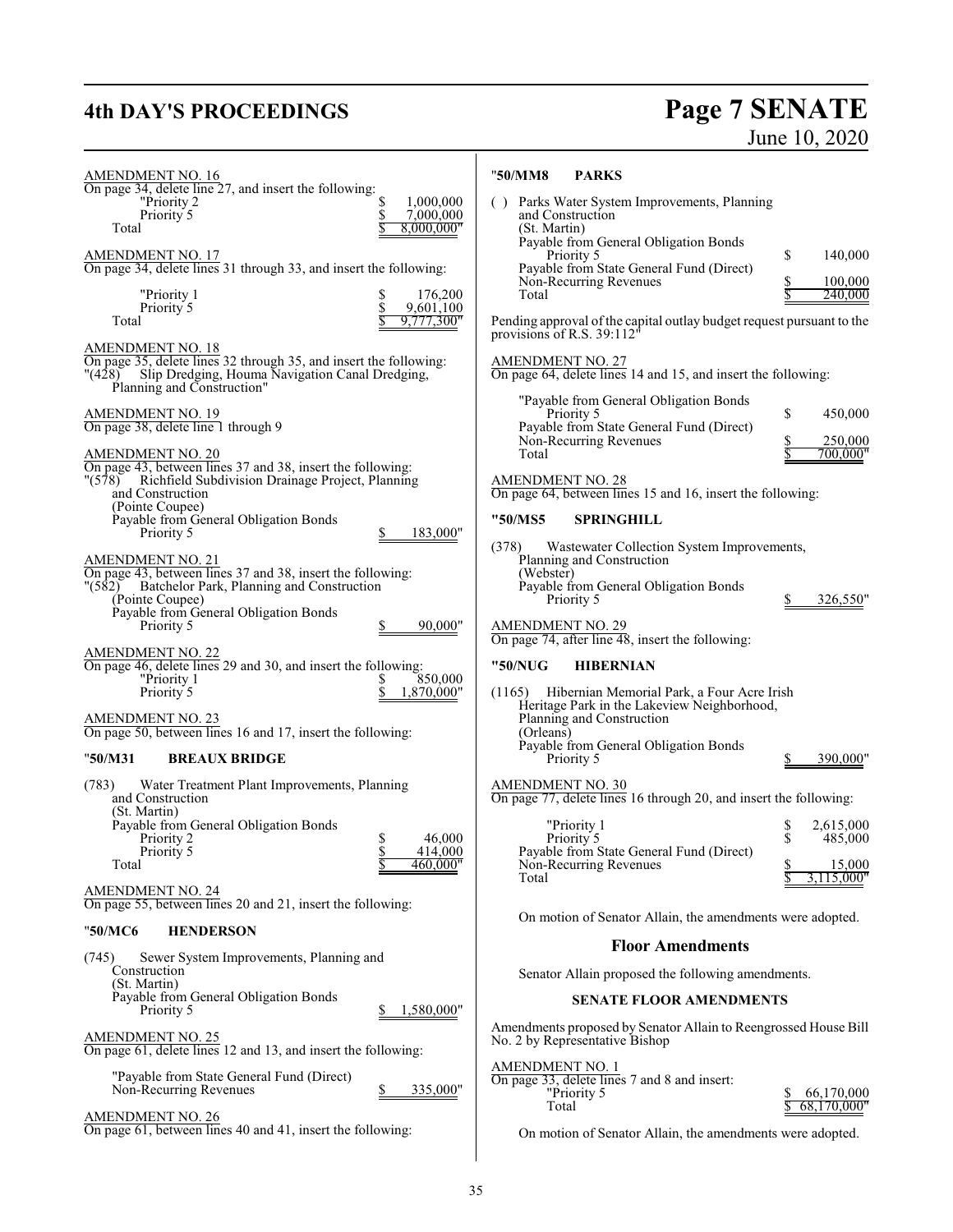AMENDMENT NO. 16

On page 34, delete line 27, and insert the following:

| | |
|---|---|
| "Priority 2 | $ 1,000,000 |
| Priority 5 | $ 7,000,000 |
| Total | $ 8,000,000" |

AMENDMENT NO. 17

On page 34, delete lines 31 through 33, and insert the following:

| | |
|---|---|
| "Priority 1 | $ 176,200 |
| Priority 5 | $ 9,601,100 |
| Total | $ 9,777,300" |

AMENDMENT NO. 18

On page 35, delete lines 32 through 35, and insert the following:

"(428) Slip Dredging, Houma Navigation Canal Dredging, Planning and Construction"

AMENDMENT NO. 19

On page 38, delete line 1 through 9

AMENDMENT NO. 20

On page 43, between lines 37 and 38, insert the following:

"(578) Richfield Subdivision Drainage Project, Planning and Construction
(Pointe Coupee)
Payable from General Obligation Bonds
Priority 5 $ 183,000"

AMENDMENT NO. 21

On page 43, between lines 37 and 38, insert the following:

"(582) Batchelor Park, Planning and Construction
(Pointe Coupee)
Payable from General Obligation Bonds
Priority 5 $ 90,000"

AMENDMENT NO. 22

On page 46, delete lines 29 and 30, and insert the following:

| | |
|---|---|
| "Priority 1 | $ 850,000 |
| Priority 5 | $ 1,870,000" |

AMENDMENT NO. 23

On page 50, between lines 16 and 17, insert the following:

"**50/M31 BREAUX BRIDGE**

(783) Water Treatment Plant Improvements, Planning and Construction
(St. Martin)
Payable from General Obligation Bonds

| | |
|---|---|
| Priority 2 | $ 46,000 |
| Priority 5 | $ 414,000 |
| Total | $ 460,000" |

AMENDMENT NO. 24

On page 55, between lines 20 and 21, insert the following:

"**50/MC6 HENDERSON**

(745) Sewer System Improvements, Planning and Construction
(St. Martin)
Payable from General Obligation Bonds
Priority 5 $ 1,580,000"

AMENDMENT NO. 25

On page 61, delete lines 12 and 13, and insert the following:

"Payable from State General Fund (Direct)
Non-Recurring Revenues $ 335,000"

AMENDMENT NO. 26

On page 61, between lines 40 and 41, insert the following:

"**50/MM8 PARKS**

( ) Parks Water System Improvements, Planning and Construction
(St. Martin)

| | |
|---|---|
| Payable from General Obligation Bonds | |
| Priority 5 | $ 140,000 |
| Payable from State General Fund (Direct) | |
| Non-Recurring Revenues | $ 100,000 |
| Total | $ 240,000 |

Pending approval of the capital outlay budget request pursuant to the provisions of R.S. 39:112"

AMENDMENT NO. 27

On page 64, delete lines 14 and 15, and insert the following:

| | |
|---|---|
| "Payable from General Obligation Bonds | |
| Priority 5 | $ 450,000 |
| Payable from State General Fund (Direct) | |
| Non-Recurring Revenues | $ 250,000 |
| Total | $ 700,000" |

AMENDMENT NO. 28

On page 64, between lines 15 and 16, insert the following:

"**50/MS5 SPRINGHILL**

(378) Wastewater Collection System Improvements, Planning and Construction
(Webster)
Payable from General Obligation Bonds
Priority 5 $ 326,550"

AMENDMENT NO. 29

On page 74, after line 48, insert the following:

"**50/NUG HIBERNIAN**

(1165) Hibernian Memorial Park, a Four Acre Irish Heritage Park in the Lakeview Neighborhood, Planning and Construction
(Orleans)
Payable from General Obligation Bonds
Priority 5 $ 390,000"

AMENDMENT NO. 30

On page 77, delete lines 16 through 20, and insert the following:

| | |
|---|---|
| "Priority 1 | $ 2,615,000 |
| Priority 5 | $ 485,000 |
| Payable from State General Fund (Direct) | |
| Non-Recurring Revenues | $ 15,000 |
| Total | $ 3,115,000" |

On motion of Senator Allain, the amendments were adopted.

## Floor Amendments

Senator Allain proposed the following amendments.

### SENATE FLOOR AMENDMENTS

Amendments proposed by Senator Allain to Reengrossed House Bill No. 2 by Representative Bishop

AMENDMENT NO. 1

On page 33, delete lines 7 and 8 and insert:

| | |
|---|---|
| "Priority 5 | $ 66,170,000 |
| Total | $ 68,170,000" |

On motion of Senator Allain, the amendments were adopted.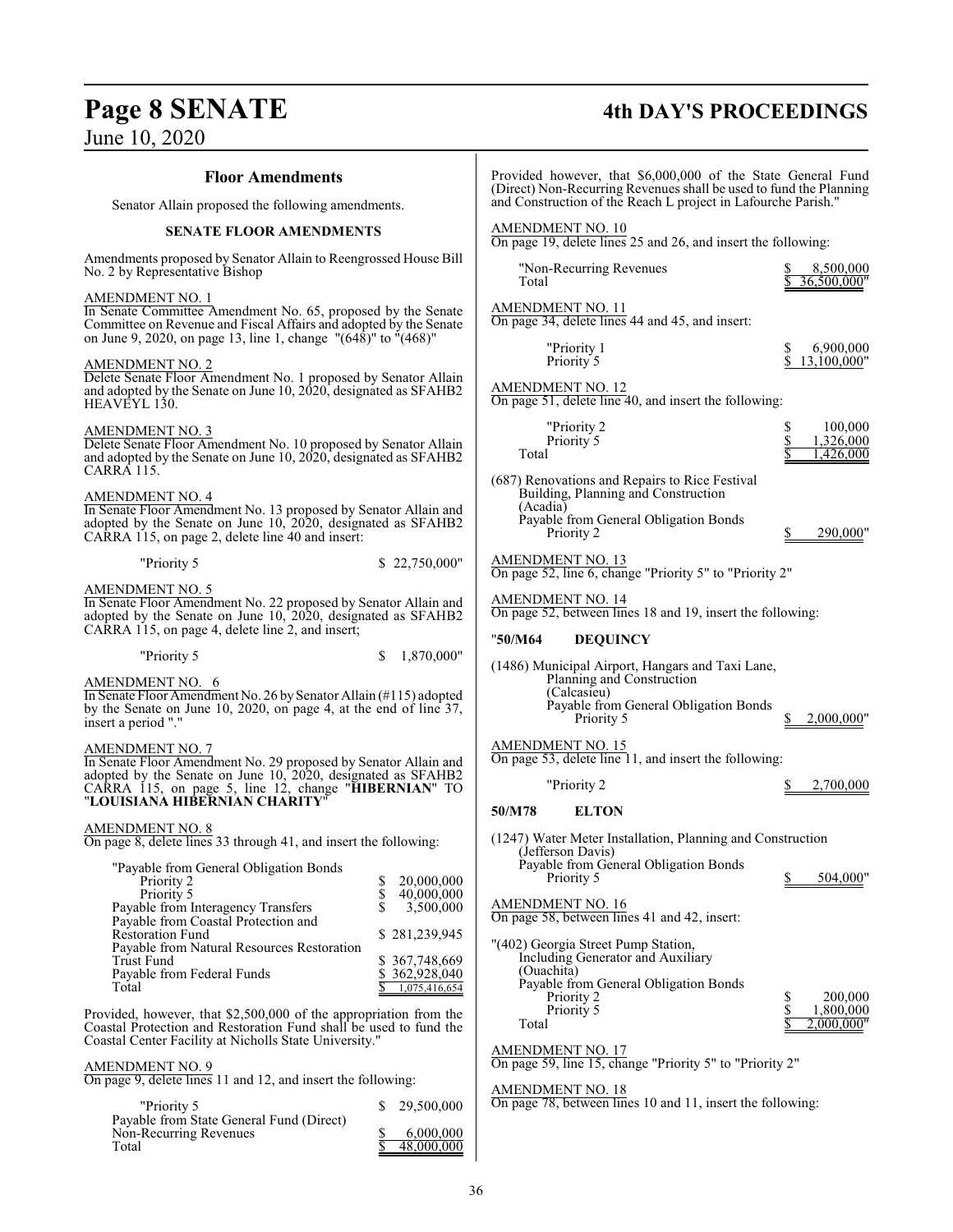## Floor Amendments

Senator Allain proposed the following amendments.

### SENATE FLOOR AMENDMENTS

Amendments proposed by Senator Allain to Reengrossed House Bill No. 2 by Representative Bishop

AMENDMENT NO. 1
In Senate Committee Amendment No. 65, proposed by the Senate Committee on Revenue and Fiscal Affairs and adopted by the Senate on June 9, 2020, on page 13, line 1, change "(648)" to "(468)"

AMENDMENT NO. 2
Delete Senate Floor Amendment No. 1 proposed by Senator Allain and adopted by the Senate on June 10, 2020, designated as SFAHB2 HEAVEYL 130.

AMENDMENT NO. 3
Delete Senate Floor Amendment No. 10 proposed by Senator Allain and adopted by the Senate on June 10, 2020, designated as SFAHB2 CARRA 115.

AMENDMENT NO. 4
In Senate Floor Amendment No. 13 proposed by Senator Allain and adopted by the Senate on June 10, 2020, designated as SFAHB2 CARRA 115, on page 2, delete line 40 and insert:

| | |
|---|---|
| "Priority 5 | $ 22,750,000" |

AMENDMENT NO. 5
In Senate Floor Amendment No. 22 proposed by Senator Allain and adopted by the Senate on June 10, 2020, designated as SFAHB2 CARRA 115, on page 4, delete line 2, and insert;

| | |
|---|---|
| "Priority 5 | $ 1,870,000" |

AMENDMENT NO. 6
In Senate Floor Amendment No. 26 by Senator Allain (#115) adopted by the Senate on June 10, 2020, on page 4, at the end of line 37, insert a period "."

AMENDMENT NO. 7
In Senate Floor Amendment No. 29 proposed by Senator Allain and adopted by the Senate on June 10, 2020, designated as SFAHB2 CARRA 115, on page 5, line 12, change "**HIBERNIAN**" TO "**LOUISIANA HIBERNIAN CHARITY**"

AMENDMENT NO. 8
On page 8, delete lines 33 through 41, and insert the following:

| | |
|---|---|
| "Payable from General Obligation Bonds | |
| Priority 2 | $ 20,000,000 |
| Priority 5 | $ 40,000,000 |
| Payable from Interagency Transfers | $ 3,500,000 |
| Payable from Coastal Protection and Restoration Fund | $ 281,239,945 |
| Payable from Natural Resources Restoration Trust Fund | $ 367,748,669 |
| Payable from Federal Funds | $ 362,928,040 |
| Total | $ 1,075,416,654 |

Provided, however, that $2,500,000 of the appropriation from the Coastal Protection and Restoration Fund shall be used to fund the Coastal Center Facility at Nicholls State University."

AMENDMENT NO. 9
On page 9, delete lines 11 and 12, and insert the following:

| | |
|---|---|
| "Priority 5 | $ 29,500,000 |
| Payable from State General Fund (Direct) Non-Recurring Revenues | $ 6,000,000 |
| Total | $ 48,000,000 |

Provided however, that $6,000,000 of the State General Fund (Direct) Non-Recurring Revenues shall be used to fund the Planning and Construction of the Reach L project in Lafourche Parish."

AMENDMENT NO. 10
On page 19, delete lines 25 and 26, and insert the following:

| | |
|---|---|
| "Non-Recurring Revenues | $ 8,500,000 |
| Total | $ 36,500,000" |

AMENDMENT NO. 11
On page 34, delete lines 44 and 45, and insert:

| | |
|---|---|
| "Priority 1 | $ 6,900,000 |
| Priority 5 | $ 13,100,000" |

AMENDMENT NO. 12
On page 51, delete line 40, and insert the following:

| | |
|---|---|
| "Priority 2 | $ 100,000 |
| Priority 5 | $ 1,326,000 |
| Total | $ 1,426,000 |

(687) Renovations and Repairs to Rice Festival Building, Planning and Construction
(Acadia)
Payable from General Obligation Bonds

| | |
|---|---|
| Priority 2 | $ 290,000" |

AMENDMENT NO. 13
On page 52, line 6, change "Priority 5" to "Priority 2"

AMENDMENT NO. 14
On page 52, between lines 18 and 19, insert the following:

"**50/M64 DEQUINCY**

(1486) Municipal Airport, Hangars and Taxi Lane, Planning and Construction
(Calcasieu)
Payable from General Obligation Bonds

| | |
|---|---|
| Priority 5 | $ 2,000,000" |

AMENDMENT NO. 15
On page 53, delete line 11, and insert the following:

| | |
|---|---|
| "Priority 2 | $ 2,700,000 |

**50/M78 ELTON**

(1247) Water Meter Installation, Planning and Construction
(Jefferson Davis)
Payable from General Obligation Bonds

| | |
|---|---|
| Priority 5 | $ 504,000" |

AMENDMENT NO. 16
On page 58, between lines 41 and 42, insert:

"(402) Georgia Street Pump Station, Including Generator and Auxiliary
(Ouachita)
Payable from General Obligation Bonds

| | |
|---|---|
| Priority 2 | $ 200,000 |
| Priority 5 | $ 1,800,000 |
| Total | $ 2,000,000" |

AMENDMENT NO. 17
On page 59, line 15, change "Priority 5" to "Priority 2"

AMENDMENT NO. 18
On page 78, between lines 10 and 11, insert the following: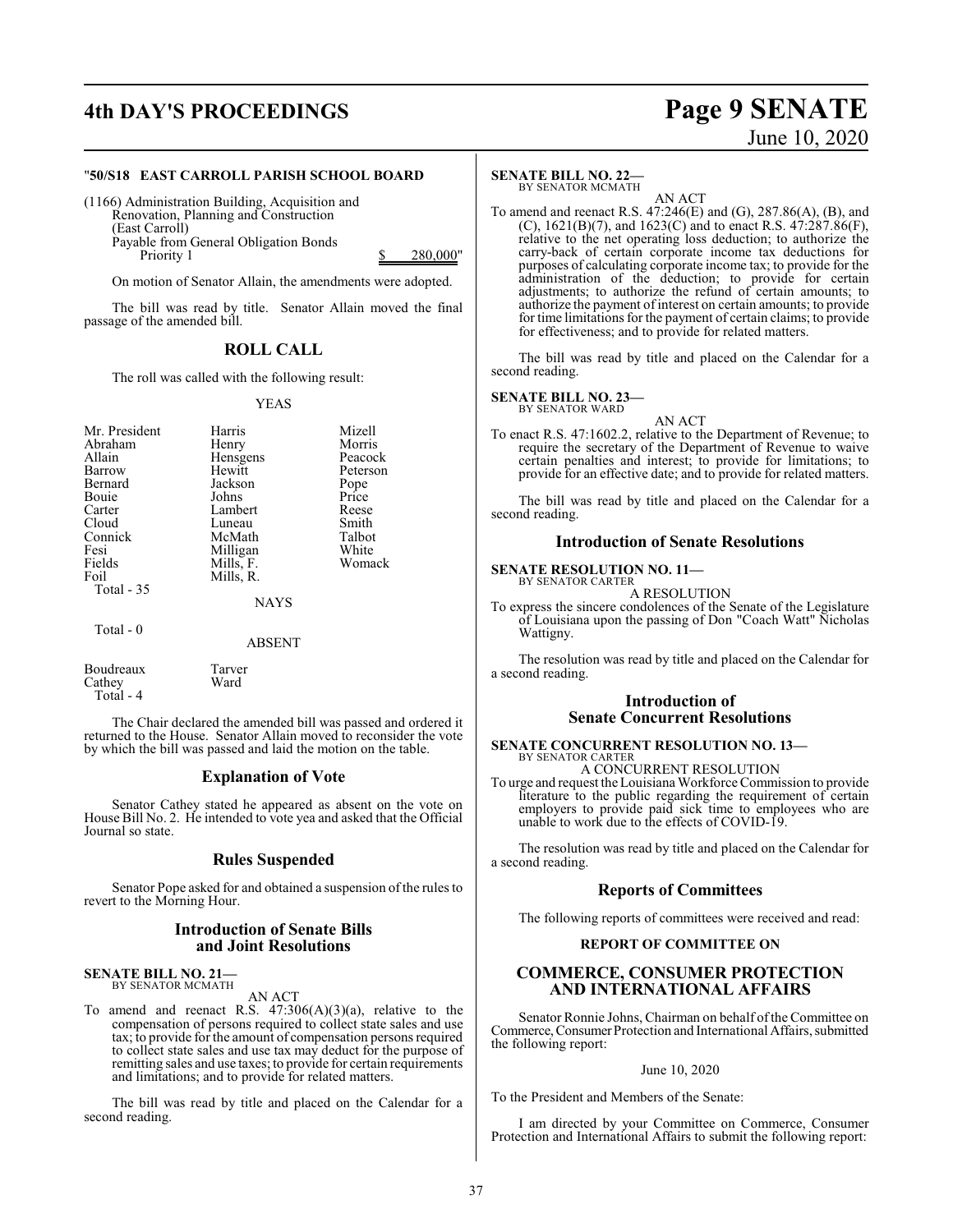"**50/S18 EAST CARROLL PARISH SCHOOL BOARD**

(1166) Administration Building, Acquisition and Renovation, Planning and Construction (East Carroll)
Payable from General Obligation Bonds
Priority 1 $ 280,000"

On motion of Senator Allain, the amendments were adopted.

The bill was read by title. Senator Allain moved the final passage of the amended bill.

## ROLL CALL

The roll was called with the following result:

YEAS

| | | |
|---|---|---|
| Mr. President | Harris | Mizell |
| Abraham | Henry | Morris |
| Allain | Hensgens | Peacock |
| Barrow | Hewitt | Peterson |
| Bernard | Jackson | Pope |
| Bouie | Johns | Price |
| Carter | Lambert | Reese |
| Cloud | Luneau | Smith |
| Connick | McMath | Talbot |
| Fesi | Milligan | White |
| Fields | Mills, F. | Womack |
| Foil | Mills, R. | |

Total - 35

NAYS

Total - 0

ABSENT

| | |
|---|---|
| Boudreaux | Tarver |
| Cathey | Ward |

Total - 4

The Chair declared the amended bill was passed and ordered it returned to the House. Senator Allain moved to reconsider the vote by which the bill was passed and laid the motion on the table.

## Explanation of Vote

Senator Cathey stated he appeared as absent on the vote on House Bill No. 2. He intended to vote yea and asked that the Official Journal so state.

## Rules Suspended

Senator Pope asked for and obtained a suspension of the rules to revert to the Morning Hour.

## Introduction of Senate Bills and Joint Resolutions

**SENATE BILL NO. 21—**
BY SENATOR MCMATH

AN ACT

To amend and reenact R.S. 47:306(A)(3)(a), relative to the compensation of persons required to collect state sales and use tax; to provide for the amount of compensation persons required to collect state sales and use tax may deduct for the purpose of remitting sales and use taxes; to provide for certain requirements and limitations; and to provide for related matters.

The bill was read by title and placed on the Calendar for a second reading.

**SENATE BILL NO. 22—**
BY SENATOR MCMATH

AN ACT

To amend and reenact R.S. 47:246(E) and (G), 287.86(A), (B), and (C), 1621(B)(7), and 1623(C) and to enact R.S. 47:287.86(F), relative to the net operating loss deduction; to authorize the carry-back of certain corporate income tax deductions for purposes of calculating corporate income tax; to provide for the administration of the deduction; to provide for certain adjustments; to authorize the refund of certain amounts; to authorize the payment of interest on certain amounts; to provide for time limitations for the payment of certain claims; to provide for effectiveness; and to provide for related matters.

The bill was read by title and placed on the Calendar for a second reading.

**SENATE BILL NO. 23—**
BY SENATOR WARD

AN ACT

To enact R.S. 47:1602.2, relative to the Department of Revenue; to require the secretary of the Department of Revenue to waive certain penalties and interest; to provide for limitations; to provide for an effective date; and to provide for related matters.

The bill was read by title and placed on the Calendar for a second reading.

## Introduction of Senate Resolutions

**SENATE RESOLUTION NO. 11—**
BY SENATOR CARTER

A RESOLUTION

To express the sincere condolences of the Senate of the Legislature of Louisiana upon the passing of Don "Coach Watt" Nicholas Wattigny.

The resolution was read by title and placed on the Calendar for a second reading.

## Introduction of Senate Concurrent Resolutions

**SENATE CONCURRENT RESOLUTION NO. 13—**
BY SENATOR CARTER

A CONCURRENT RESOLUTION

To urge and request the Louisiana Workforce Commission to provide literature to the public regarding the requirement of certain employers to provide paid sick time to employees who are unable to work due to the effects of COVID-19.

The resolution was read by title and placed on the Calendar for a second reading.

## Reports of Committees

The following reports of committees were received and read:

**REPORT OF COMMITTEE ON**

## COMMERCE, CONSUMER PROTECTION AND INTERNATIONAL AFFAIRS

Senator Ronnie Johns, Chairman on behalf of the Committee on Commerce, Consumer Protection and International Affairs, submitted the following report:

June 10, 2020

To the President and Members of the Senate:

I am directed by your Committee on Commerce, Consumer Protection and International Affairs to submit the following report: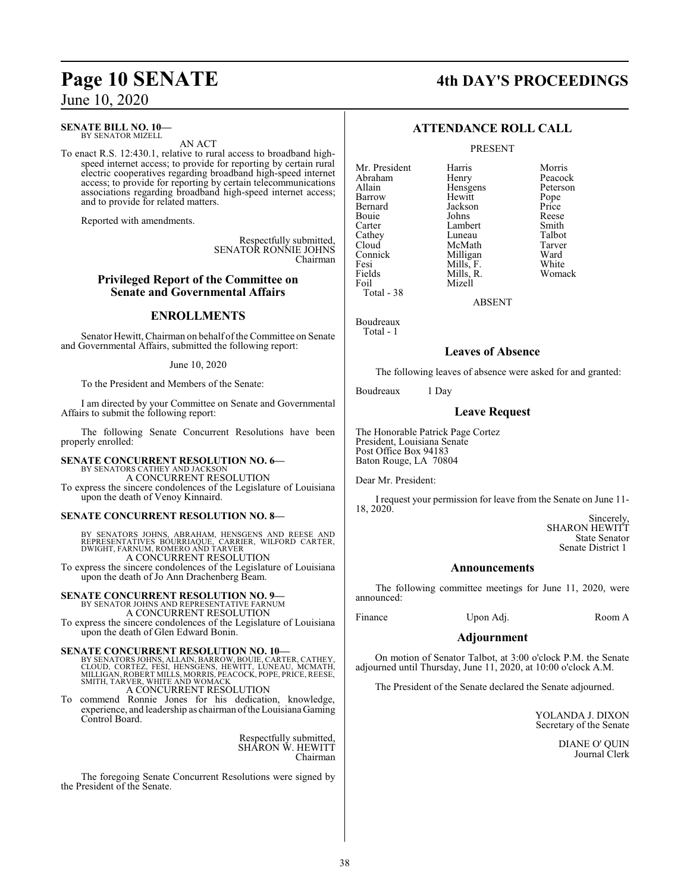**SENATE BILL NO. 10—**
BY SENATOR MIZELL

AN ACT

To enact R.S. 12:430.1, relative to rural access to broadband high-speed internet access; to provide for reporting by certain rural electric cooperatives regarding broadband high-speed internet access; to provide for reporting by certain telecommunications associations regarding broadband high-speed internet access; and to provide for related matters.

Reported with amendments.

Respectfully submitted,
SENATOR RONNIE JOHNS
Chairman

## Privileged Report of the Committee on Senate and Governmental Affairs

## ENROLLMENTS

Senator Hewitt, Chairman on behalf of the Committee on Senate and Governmental Affairs, submitted the following report:

June 10, 2020

To the President and Members of the Senate:

I am directed by your Committee on Senate and Governmental Affairs to submit the following report:

The following Senate Concurrent Resolutions have been properly enrolled:

**SENATE CONCURRENT RESOLUTION NO. 6—**
BY SENATORS CATHEY AND JACKSON
A CONCURRENT RESOLUTION
To express the sincere condolences of the Legislature of Louisiana upon the death of Venoy Kinnaird.

**SENATE CONCURRENT RESOLUTION NO. 8—**
BY SENATORS JOHNS, ABRAHAM, HENSGENS AND REESE AND REPRESENTATIVES BOURRIAQUE, CARRIER, WILFORD CARTER, DWIGHT, FARNUM, ROMERO AND TARVER
A CONCURRENT RESOLUTION
To express the sincere condolences of the Legislature of Louisiana upon the death of Jo Ann Drachenberg Beam.

**SENATE CONCURRENT RESOLUTION NO. 9—**
BY SENATOR JOHNS AND REPRESENTATIVE FARNUM
A CONCURRENT RESOLUTION
To express the sincere condolences of the Legislature of Louisiana upon the death of Glen Edward Bonin.

**SENATE CONCURRENT RESOLUTION NO. 10—**
BY SENATORS JOHNS, ALLAIN, BARROW, BOUIE, CARTER, CATHEY, CLOUD, CORTEZ, FESI, HENSGENS, HEWITT, LUNEAU, MCMATH, MILLIGAN, ROBERT MILLS, MORRIS, PEACOCK, POPE, PRICE, REESE, SMITH, TARVER, WHITE AND WOMACK
A CONCURRENT RESOLUTION
To commend Ronnie Jones for his dedication, knowledge, experience, and leadership as chairman of the Louisiana Gaming Control Board.

Respectfully submitted,
SHARON W. HEWITT
Chairman

The foregoing Senate Concurrent Resolutions were signed by the President of the Senate.

## ATTENDANCE ROLL CALL

PRESENT

| | | |
|---|---|---|
| Mr. President | Harris | Morris |
| Abraham | Henry | Peacock |
| Allain | Hensgens | Peterson |
| Barrow | Hewitt | Pope |
| Bernard | Jackson | Price |
| Bouie | Johns | Reese |
| Carter | Lambert | Smith |
| Cathey | Luneau | Talbot |
| Cloud | McMath | Tarver |
| Connick | Milligan | Ward |
| Fesi | Mills, F. | White |
| Fields | Mills, R. | Womack |
| Foil | Mizell | |
| Total - 38 | | |

ABSENT

Boudreaux
Total - 1

## Leaves of Absence

The following leaves of absence were asked for and granted:

Boudreaux 1 Day

## Leave Request

The Honorable Patrick Page Cortez
President, Louisiana Senate
Post Office Box 94183
Baton Rouge, LA 70804

Dear Mr. President:

I request your permission for leave from the Senate on June 11-18, 2020.

Sincerely,
SHARON HEWITT
State Senator
Senate District 1

## Announcements

The following committee meetings for June 11, 2020, were announced:

| | | |
|---|---|---|
| Finance | Upon Adj. | Room A |

## Adjournment

On motion of Senator Talbot, at 3:00 o'clock P.M. the Senate adjourned until Thursday, June 11, 2020, at 10:00 o'clock A.M.

The President of the Senate declared the Senate adjourned.

YOLANDA J. DIXON
Secretary of the Senate

DIANE O' QUIN
Journal Clerk